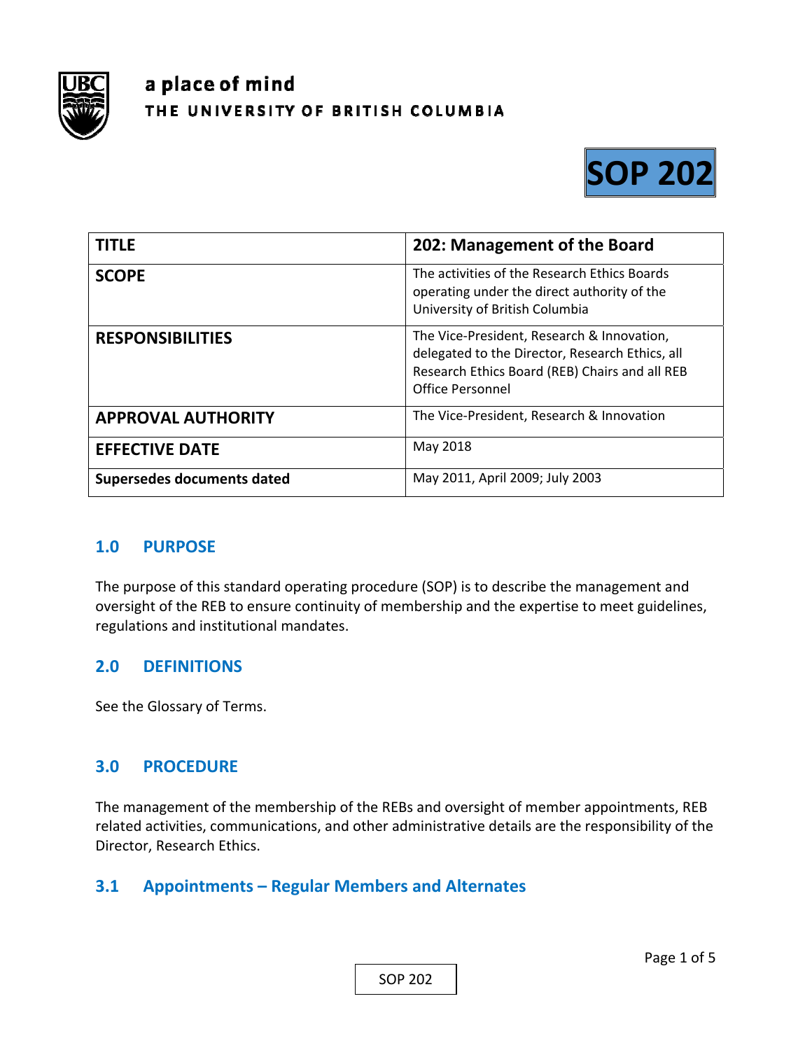a place of mind

THE UNIVERSITY OF BRITISH COLUMBIA

**SOP 202**

| TITLE | 202: Management of the Board |
|---|---|
| SCOPE | The activities of the Research Ethics Boards operating under the direct authority of the University of British Columbia |
| RESPONSIBILITIES | The Vice-President, Research & Innovation, delegated to the Director, Research Ethics, all Research Ethics Board (REB) Chairs and all REB Office Personnel |
| APPROVAL AUTHORITY | The Vice-President, Research & Innovation |
| EFFECTIVE DATE | May 2018 |
| Supersedes documents dated | May 2011, April 2009; July 2003 |

## 1.0 PURPOSE

The purpose of this standard operating procedure (SOP) is to describe the management and oversight of the REB to ensure continuity of membership and the expertise to meet guidelines, regulations and institutional mandates.

## 2.0 DEFINITIONS

See the Glossary of Terms.

## 3.0 PROCEDURE

The management of the membership of the REBs and oversight of member appointments, REB related activities, communications, and other administrative details are the responsibility of the Director, Research Ethics.

### 3.1 Appointments – Regular Members and Alternates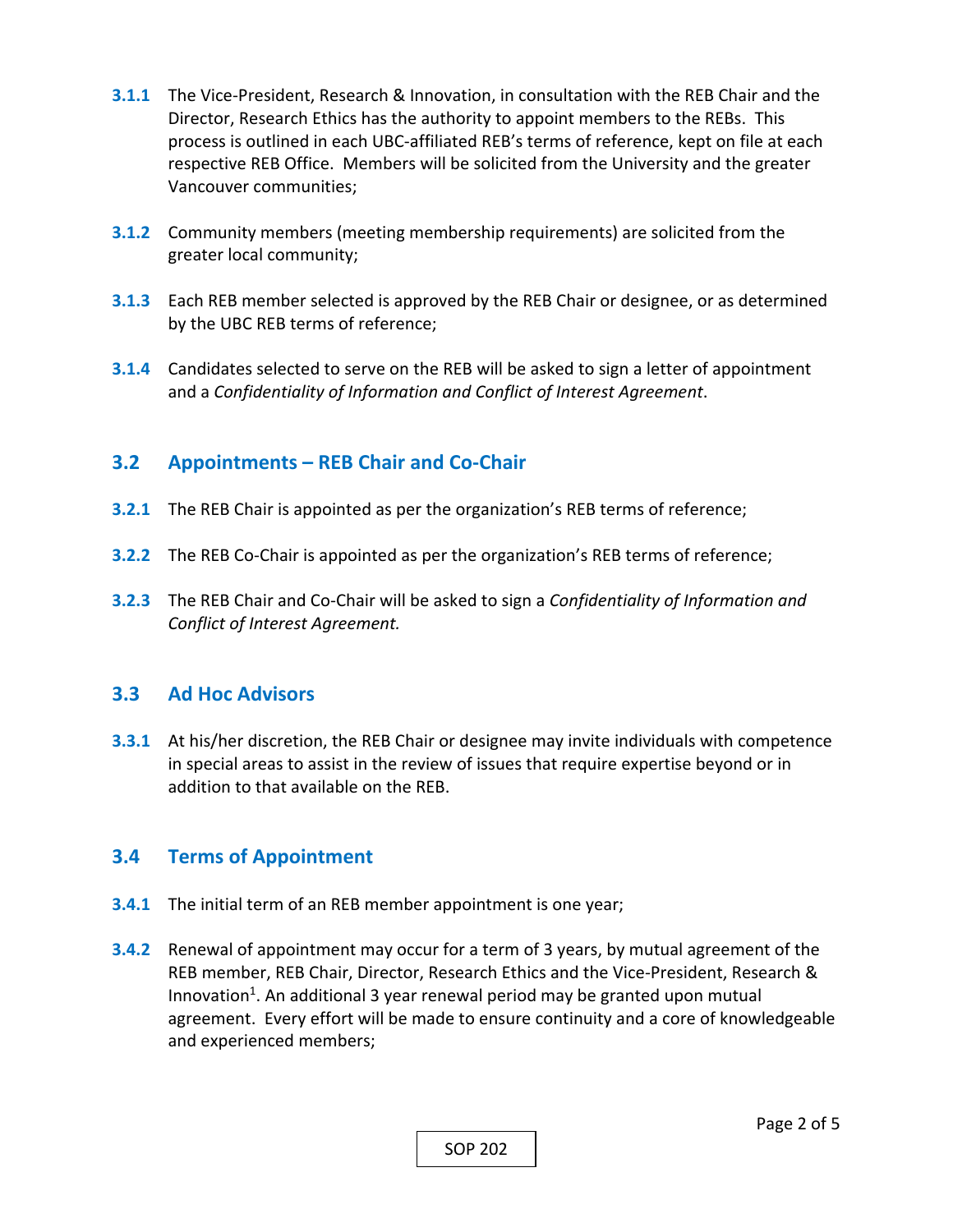**3.1.1** The Vice-President, Research & Innovation, in consultation with the REB Chair and the Director, Research Ethics has the authority to appoint members to the REBs. This process is outlined in each UBC-affiliated REB's terms of reference, kept on file at each respective REB Office. Members will be solicited from the University and the greater Vancouver communities;

**3.1.2** Community members (meeting membership requirements) are solicited from the greater local community;

**3.1.3** Each REB member selected is approved by the REB Chair or designee, or as determined by the UBC REB terms of reference;

**3.1.4** Candidates selected to serve on the REB will be asked to sign a letter of appointment and a *Confidentiality of Information and Conflict of Interest Agreement*.

## 3.2 Appointments – REB Chair and Co-Chair

**3.2.1** The REB Chair is appointed as per the organization's REB terms of reference;

**3.2.2** The REB Co-Chair is appointed as per the organization's REB terms of reference;

**3.2.3** The REB Chair and Co-Chair will be asked to sign a *Confidentiality of Information and Conflict of Interest Agreement.*

## 3.3 Ad Hoc Advisors

**3.3.1** At his/her discretion, the REB Chair or designee may invite individuals with competence in special areas to assist in the review of issues that require expertise beyond or in addition to that available on the REB.

## 3.4 Terms of Appointment

**3.4.1** The initial term of an REB member appointment is one year;

**3.4.2** Renewal of appointment may occur for a term of 3 years, by mutual agreement of the REB member, REB Chair, Director, Research Ethics and the Vice-President, Research & Innovation[1]. An additional 3 year renewal period may be granted upon mutual agreement. Every effort will be made to ensure continuity and a core of knowledgeable and experienced members;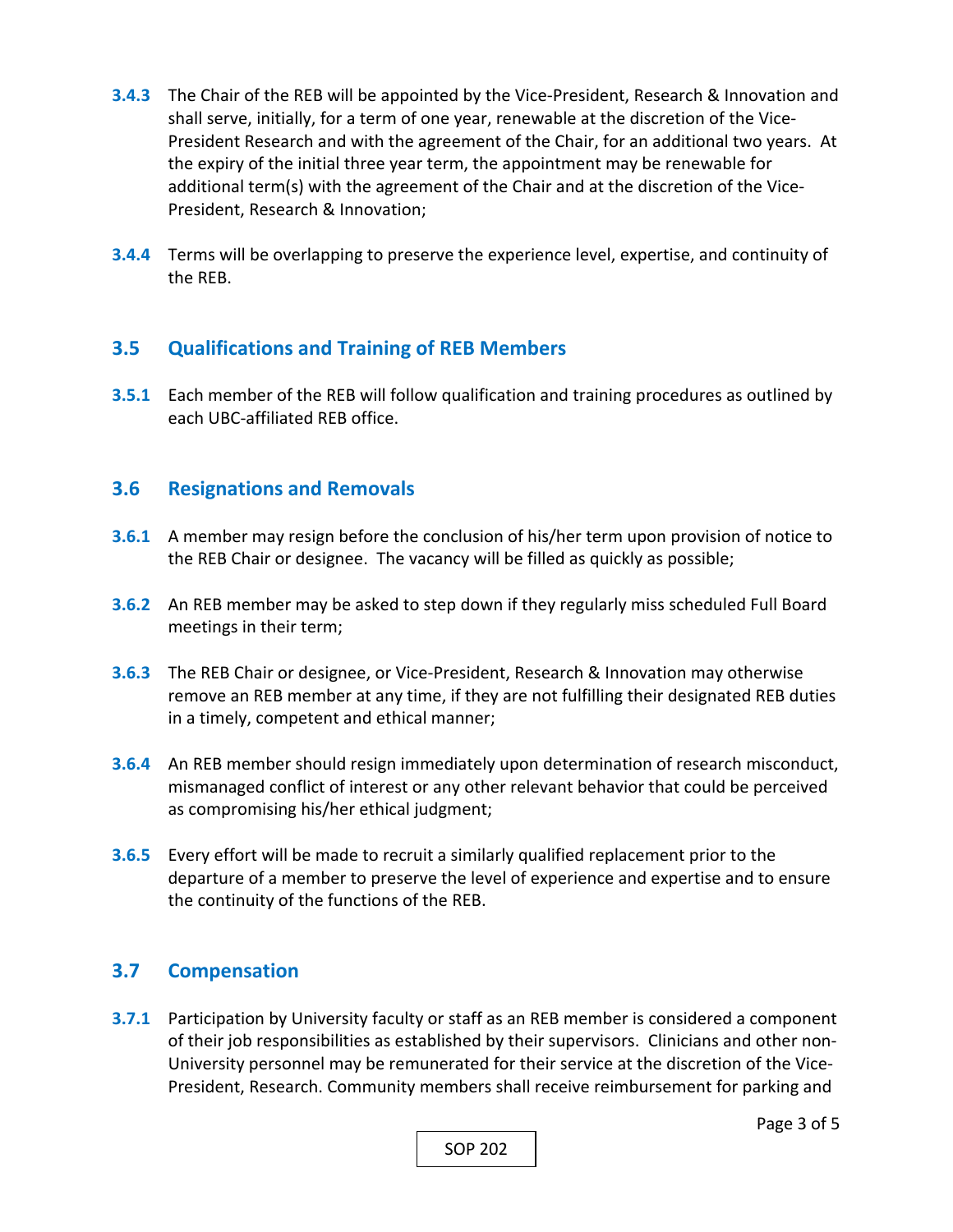**3.4.3** The Chair of the REB will be appointed by the Vice-President, Research & Innovation and shall serve, initially, for a term of one year, renewable at the discretion of the Vice-President Research and with the agreement of the Chair, for an additional two years. At the expiry of the initial three year term, the appointment may be renewable for additional term(s) with the agreement of the Chair and at the discretion of the Vice-President, Research & Innovation;

**3.4.4** Terms will be overlapping to preserve the experience level, expertise, and continuity of the REB.

## 3.5 Qualifications and Training of REB Members

**3.5.1** Each member of the REB will follow qualification and training procedures as outlined by each UBC-affiliated REB office.

## 3.6 Resignations and Removals

**3.6.1** A member may resign before the conclusion of his/her term upon provision of notice to the REB Chair or designee. The vacancy will be filled as quickly as possible;

**3.6.2** An REB member may be asked to step down if they regularly miss scheduled Full Board meetings in their term;

**3.6.3** The REB Chair or designee, or Vice-President, Research & Innovation may otherwise remove an REB member at any time, if they are not fulfilling their designated REB duties in a timely, competent and ethical manner;

**3.6.4** An REB member should resign immediately upon determination of research misconduct, mismanaged conflict of interest or any other relevant behavior that could be perceived as compromising his/her ethical judgment;

**3.6.5** Every effort will be made to recruit a similarly qualified replacement prior to the departure of a member to preserve the level of experience and expertise and to ensure the continuity of the functions of the REB.

## 3.7 Compensation

**3.7.1** Participation by University faculty or staff as an REB member is considered a component of their job responsibilities as established by their supervisors. Clinicians and other non-University personnel may be remunerated for their service at the discretion of the Vice-President, Research. Community members shall receive reimbursement for parking and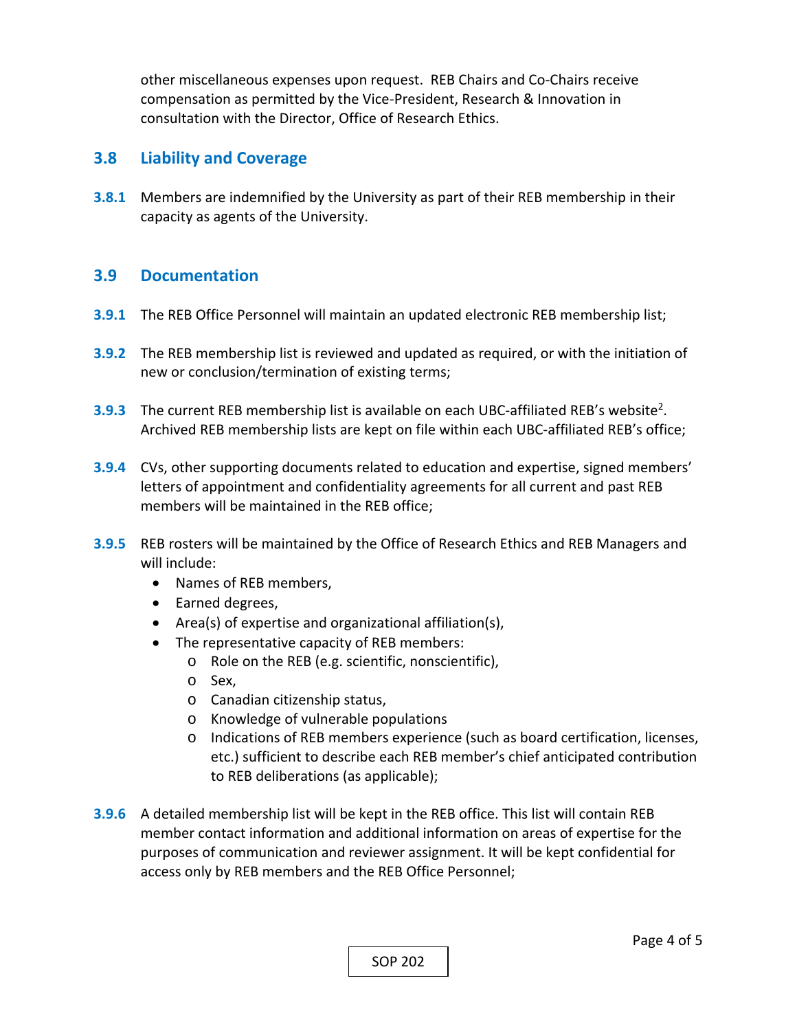other miscellaneous expenses upon request. REB Chairs and Co-Chairs receive compensation as permitted by the Vice-President, Research & Innovation in consultation with the Director, Office of Research Ethics.

## 3.8 Liability and Coverage

**3.8.1** Members are indemnified by the University as part of their REB membership in their capacity as agents of the University.

## 3.9 Documentation

**3.9.1** The REB Office Personnel will maintain an updated electronic REB membership list;

**3.9.2** The REB membership list is reviewed and updated as required, or with the initiation of new or conclusion/termination of existing terms;

**3.9.3** The current REB membership list is available on each UBC-affiliated REB's website[2]. Archived REB membership lists are kept on file within each UBC-affiliated REB's office;

**3.9.4** CVs, other supporting documents related to education and expertise, signed members' letters of appointment and confidentiality agreements for all current and past REB members will be maintained in the REB office;

**3.9.5** REB rosters will be maintained by the Office of Research Ethics and REB Managers and will include:

- Names of REB members,
- Earned degrees,
- Area(s) of expertise and organizational affiliation(s),
- The representative capacity of REB members:
  - Role on the REB (e.g. scientific, nonscientific),
  - Sex,
  - Canadian citizenship status,
  - Knowledge of vulnerable populations
  - Indications of REB members experience (such as board certification, licenses, etc.) sufficient to describe each REB member's chief anticipated contribution to REB deliberations (as applicable);

**3.9.6** A detailed membership list will be kept in the REB office. This list will contain REB member contact information and additional information on areas of expertise for the purposes of communication and reviewer assignment. It will be kept confidential for access only by REB members and the REB Office Personnel;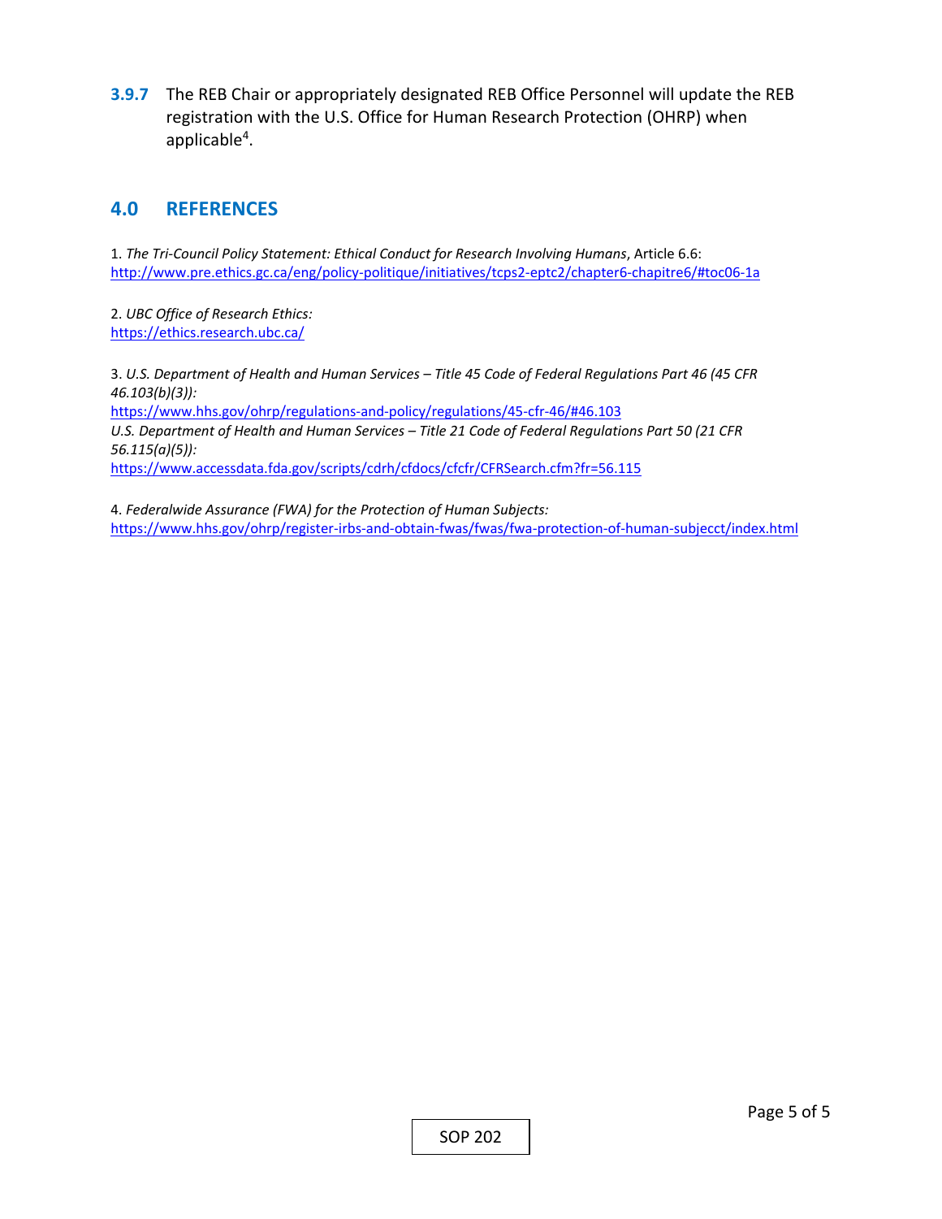**3.9.7** The REB Chair or appropriately designated REB Office Personnel will update the REB registration with the U.S. Office for Human Research Protection (OHRP) when applicable[4].

## 4.0 REFERENCES

1. *The Tri-Council Policy Statement: Ethical Conduct for Research Involving Humans*, Article 6.6: http://www.pre.ethics.gc.ca/eng/policy-politique/initiatives/tcps2-eptc2/chapter6-chapitre6/#toc06-1a

2. *UBC Office of Research Ethics:*
https://ethics.research.ubc.ca/

3. *U.S. Department of Health and Human Services – Title 45 Code of Federal Regulations Part 46 (45 CFR 46.103(b)(3)):*
https://www.hhs.gov/ohrp/regulations-and-policy/regulations/45-cfr-46/#46.103
*U.S. Department of Health and Human Services – Title 21 Code of Federal Regulations Part 50 (21 CFR 56.115(a)(5)):*
https://www.accessdata.fda.gov/scripts/cdrh/cfdocs/cfcfr/CFRSearch.cfm?fr=56.115

4. *Federalwide Assurance (FWA) for the Protection of Human Subjects:*
https://www.hhs.gov/ohrp/register-irbs-and-obtain-fwas/fwas/fwa-protection-of-human-subjecct/index.html